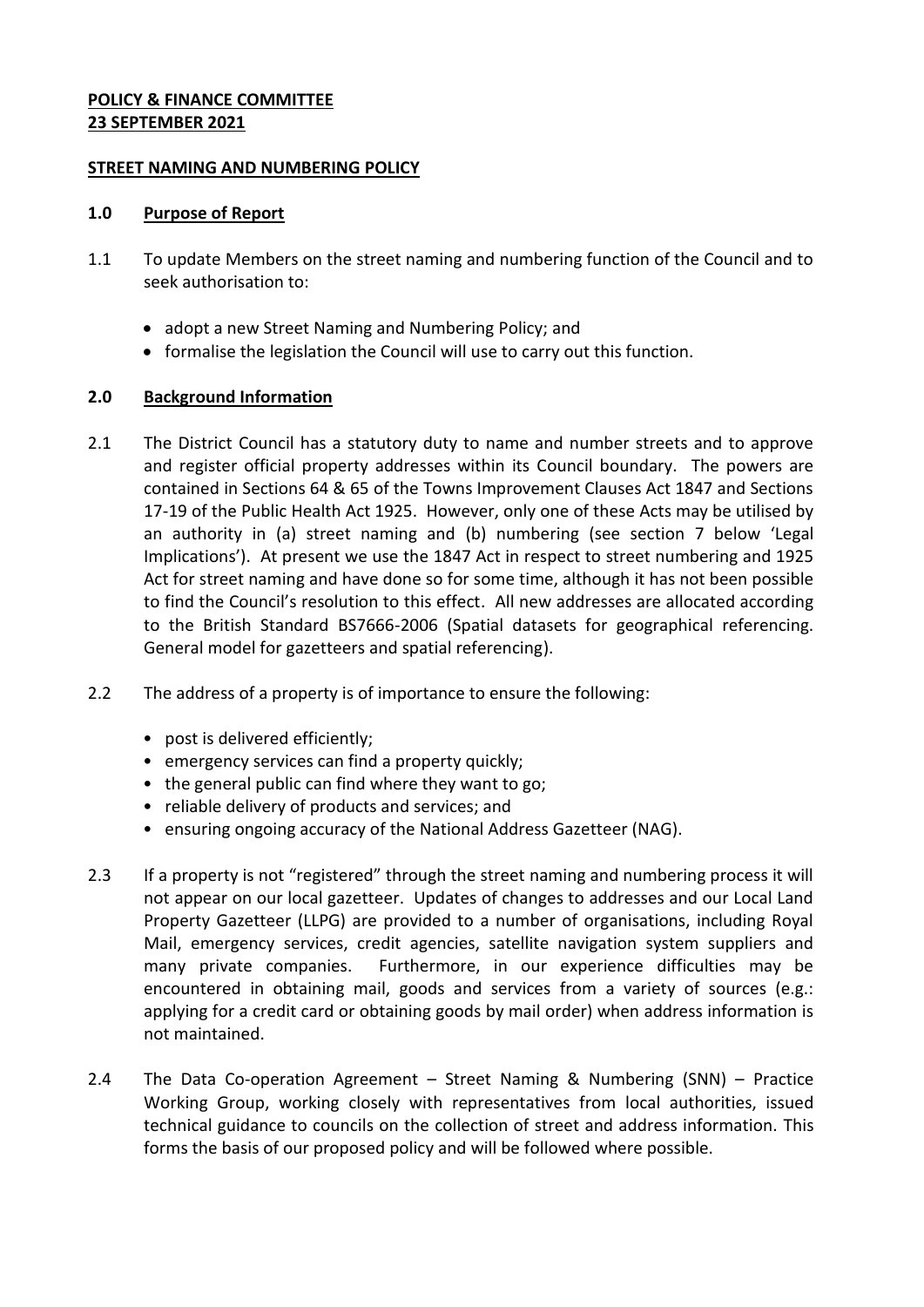**POLICY & FINANCE COMMITTEE**
**23 SEPTEMBER 2021**

**STREET NAMING AND NUMBERING POLICY**

## 1.0 Purpose of Report

1.1 To update Members on the street naming and numbering function of the Council and to seek authorisation to:

- adopt a new Street Naming and Numbering Policy; and
- formalise the legislation the Council will use to carry out this function.

## 2.0 Background Information

2.1 The District Council has a statutory duty to name and number streets and to approve and register official property addresses within its Council boundary. The powers are contained in Sections 64 & 65 of the Towns Improvement Clauses Act 1847 and Sections 17-19 of the Public Health Act 1925. However, only one of these Acts may be utilised by an authority in (a) street naming and (b) numbering (see section 7 below 'Legal Implications'). At present we use the 1847 Act in respect to street numbering and 1925 Act for street naming and have done so for some time, although it has not been possible to find the Council's resolution to this effect. All new addresses are allocated according to the British Standard BS7666-2006 (Spatial datasets for geographical referencing. General model for gazetteers and spatial referencing).

2.2 The address of a property is of importance to ensure the following:

- post is delivered efficiently;
- emergency services can find a property quickly;
- the general public can find where they want to go;
- reliable delivery of products and services; and
- ensuring ongoing accuracy of the National Address Gazetteer (NAG).

2.3 If a property is not "registered" through the street naming and numbering process it will not appear on our local gazetteer. Updates of changes to addresses and our Local Land Property Gazetteer (LLPG) are provided to a number of organisations, including Royal Mail, emergency services, credit agencies, satellite navigation system suppliers and many private companies. Furthermore, in our experience difficulties may be encountered in obtaining mail, goods and services from a variety of sources (e.g.: applying for a credit card or obtaining goods by mail order) when address information is not maintained.

2.4 The Data Co-operation Agreement – Street Naming & Numbering (SNN) – Practice Working Group, working closely with representatives from local authorities, issued technical guidance to councils on the collection of street and address information. This forms the basis of our proposed policy and will be followed where possible.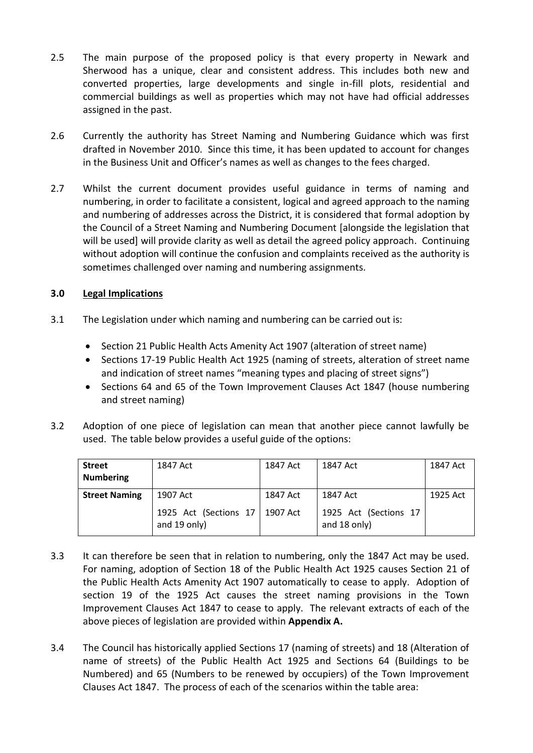2.5 The main purpose of the proposed policy is that every property in Newark and Sherwood has a unique, clear and consistent address. This includes both new and converted properties, large developments and single in-fill plots, residential and commercial buildings as well as properties which may not have had official addresses assigned in the past.

2.6 Currently the authority has Street Naming and Numbering Guidance which was first drafted in November 2010. Since this time, it has been updated to account for changes in the Business Unit and Officer's names as well as changes to the fees charged.

2.7 Whilst the current document provides useful guidance in terms of naming and numbering, in order to facilitate a consistent, logical and agreed approach to the naming and numbering of addresses across the District, it is considered that formal adoption by the Council of a Street Naming and Numbering Document [alongside the legislation that will be used] will provide clarity as well as detail the agreed policy approach. Continuing without adoption will continue the confusion and complaints received as the authority is sometimes challenged over naming and numbering assignments.

## 3.0 Legal Implications

3.1 The Legislation under which naming and numbering can be carried out is:

- Section 21 Public Health Acts Amenity Act 1907 (alteration of street name)
- Sections 17-19 Public Health Act 1925 (naming of streets, alteration of street name and indication of street names "meaning types and placing of street signs")
- Sections 64 and 65 of the Town Improvement Clauses Act 1847 (house numbering and street naming)

3.2 Adoption of one piece of legislation can mean that another piece cannot lawfully be used. The table below provides a useful guide of the options:

| **Street Numbering** | 1847 Act | 1847 Act | 1847 Act | 1847 Act |
|---|---|---|---|---|
| **Street Naming** | 1907 Act<br>1925 Act (Sections 17 and 19 only) | 1847 Act<br>1907 Act | 1847 Act<br>1925 Act (Sections 17 and 18 only) | 1925 Act |

3.3 It can therefore be seen that in relation to numbering, only the 1847 Act may be used. For naming, adoption of Section 18 of the Public Health Act 1925 causes Section 21 of the Public Health Acts Amenity Act 1907 automatically to cease to apply. Adoption of section 19 of the 1925 Act causes the street naming provisions in the Town Improvement Clauses Act 1847 to cease to apply. The relevant extracts of each of the above pieces of legislation are provided within **Appendix A.**

3.4 The Council has historically applied Sections 17 (naming of streets) and 18 (Alteration of name of streets) of the Public Health Act 1925 and Sections 64 (Buildings to be Numbered) and 65 (Numbers to be renewed by occupiers) of the Town Improvement Clauses Act 1847. The process of each of the scenarios within the table area: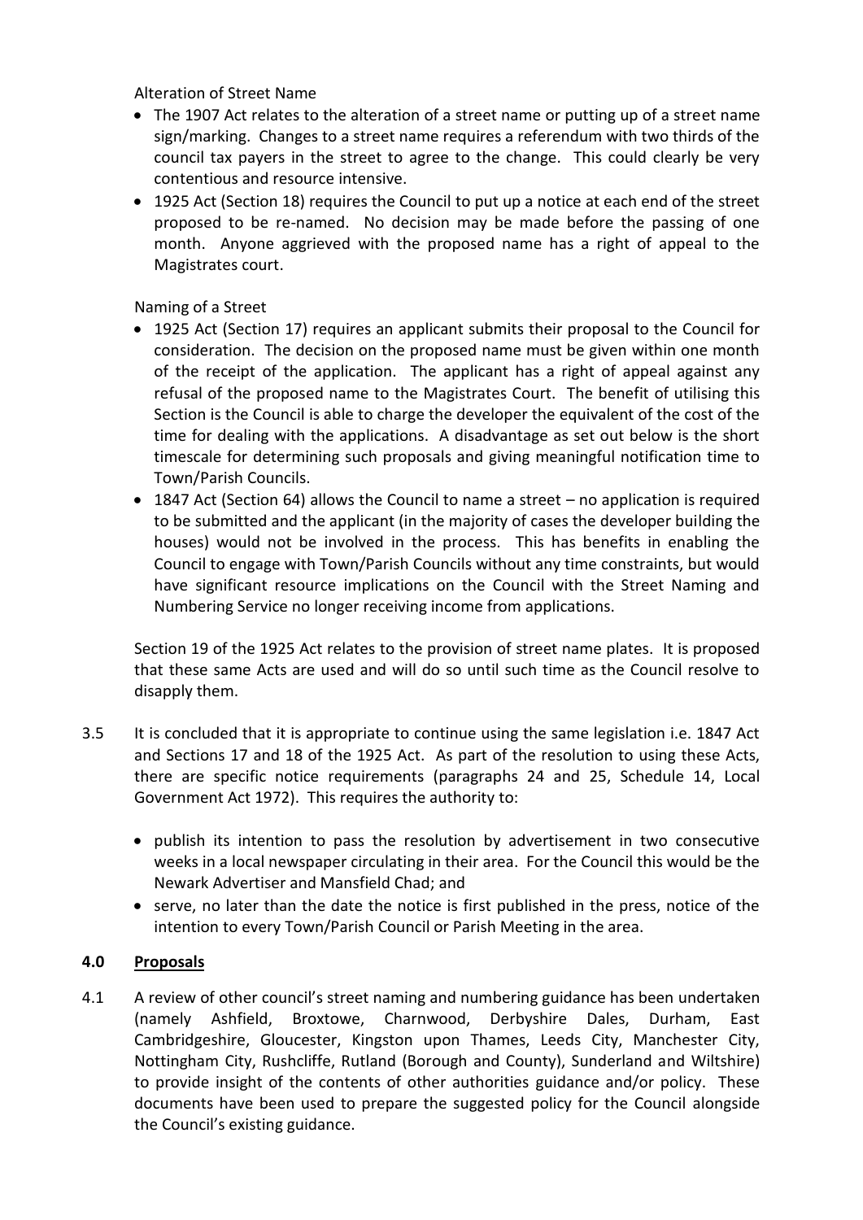Alteration of Street Name

- The 1907 Act relates to the alteration of a street name or putting up of a street name sign/marking. Changes to a street name requires a referendum with two thirds of the council tax payers in the street to agree to the change. This could clearly be very contentious and resource intensive.
- 1925 Act (Section 18) requires the Council to put up a notice at each end of the street proposed to be re-named. No decision may be made before the passing of one month. Anyone aggrieved with the proposed name has a right of appeal to the Magistrates court.

Naming of a Street

- 1925 Act (Section 17) requires an applicant submits their proposal to the Council for consideration. The decision on the proposed name must be given within one month of the receipt of the application. The applicant has a right of appeal against any refusal of the proposed name to the Magistrates Court. The benefit of utilising this Section is the Council is able to charge the developer the equivalent of the cost of the time for dealing with the applications. A disadvantage as set out below is the short timescale for determining such proposals and giving meaningful notification time to Town/Parish Councils.
- 1847 Act (Section 64) allows the Council to name a street – no application is required to be submitted and the applicant (in the majority of cases the developer building the houses) would not be involved in the process. This has benefits in enabling the Council to engage with Town/Parish Councils without any time constraints, but would have significant resource implications on the Council with the Street Naming and Numbering Service no longer receiving income from applications.

Section 19 of the 1925 Act relates to the provision of street name plates. It is proposed that these same Acts are used and will do so until such time as the Council resolve to disapply them.

3.5 It is concluded that it is appropriate to continue using the same legislation i.e. 1847 Act and Sections 17 and 18 of the 1925 Act. As part of the resolution to using these Acts, there are specific notice requirements (paragraphs 24 and 25, Schedule 14, Local Government Act 1972). This requires the authority to:

- publish its intention to pass the resolution by advertisement in two consecutive weeks in a local newspaper circulating in their area. For the Council this would be the Newark Advertiser and Mansfield Chad; and
- serve, no later than the date the notice is first published in the press, notice of the intention to every Town/Parish Council or Parish Meeting in the area.

## 4.0 Proposals

4.1 A review of other council's street naming and numbering guidance has been undertaken (namely Ashfield, Broxtowe, Charnwood, Derbyshire Dales, Durham, East Cambridgeshire, Gloucester, Kingston upon Thames, Leeds City, Manchester City, Nottingham City, Rushcliffe, Rutland (Borough and County), Sunderland and Wiltshire) to provide insight of the contents of other authorities guidance and/or policy. These documents have been used to prepare the suggested policy for the Council alongside the Council's existing guidance.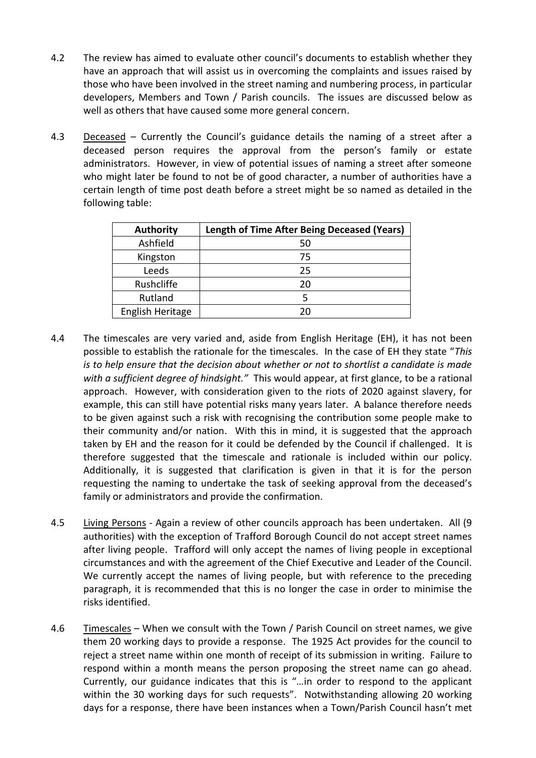4.2 The review has aimed to evaluate other council's documents to establish whether they have an approach that will assist us in overcoming the complaints and issues raised by those who have been involved in the street naming and numbering process, in particular developers, Members and Town / Parish councils. The issues are discussed below as well as others that have caused some more general concern.

4.3 Deceased – Currently the Council's guidance details the naming of a street after a deceased person requires the approval from the person's family or estate administrators. However, in view of potential issues of naming a street after someone who might later be found to not be of good character, a number of authorities have a certain length of time post death before a street might be so named as detailed in the following table:

| Authority | Length of Time After Being Deceased (Years) |
|---|---|
| Ashfield | 50 |
| Kingston | 75 |
| Leeds | 25 |
| Rushcliffe | 20 |
| Rutland | 5 |
| English Heritage | 20 |

4.4 The timescales are very varied and, aside from English Heritage (EH), it has not been possible to establish the rationale for the timescales. In the case of EH they state "*This is to help ensure that the decision about whether or not to shortlist a candidate is made with a sufficient degree of hindsight.*" This would appear, at first glance, to be a rational approach. However, with consideration given to the riots of 2020 against slavery, for example, this can still have potential risks many years later. A balance therefore needs to be given against such a risk with recognising the contribution some people make to their community and/or nation. With this in mind, it is suggested that the approach taken by EH and the reason for it could be defended by the Council if challenged. It is therefore suggested that the timescale and rationale is included within our policy. Additionally, it is suggested that clarification is given in that it is for the person requesting the naming to undertake the task of seeking approval from the deceased's family or administrators and provide the confirmation.

4.5 Living Persons - Again a review of other councils approach has been undertaken. All (9 authorities) with the exception of Trafford Borough Council do not accept street names after living people. Trafford will only accept the names of living people in exceptional circumstances and with the agreement of the Chief Executive and Leader of the Council. We currently accept the names of living people, but with reference to the preceding paragraph, it is recommended that this is no longer the case in order to minimise the risks identified.

4.6 Timescales – When we consult with the Town / Parish Council on street names, we give them 20 working days to provide a response. The 1925 Act provides for the council to reject a street name within one month of receipt of its submission in writing. Failure to respond within a month means the person proposing the street name can go ahead. Currently, our guidance indicates that this is "…in order to respond to the applicant within the 30 working days for such requests". Notwithstanding allowing 20 working days for a response, there have been instances when a Town/Parish Council hasn't met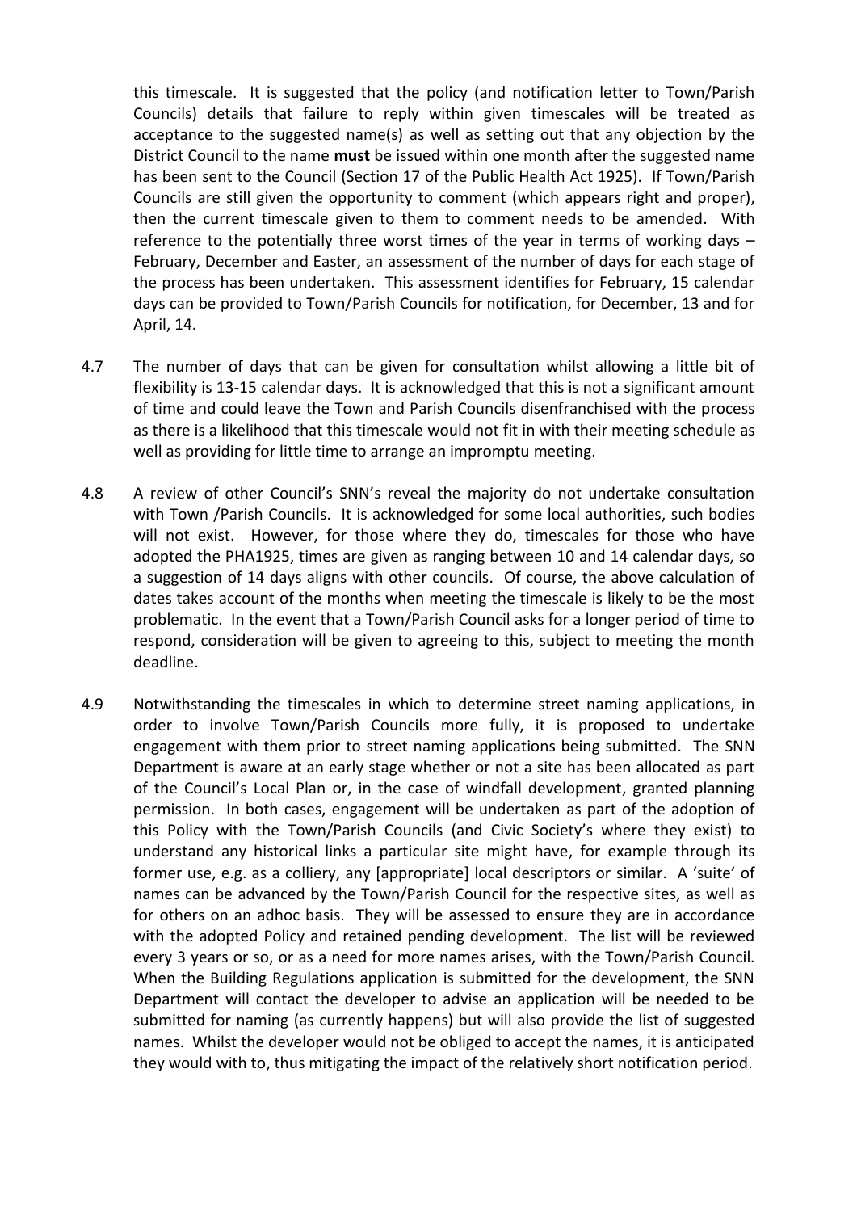this timescale. It is suggested that the policy (and notification letter to Town/Parish Councils) details that failure to reply within given timescales will be treated as acceptance to the suggested name(s) as well as setting out that any objection by the District Council to the name **must** be issued within one month after the suggested name has been sent to the Council (Section 17 of the Public Health Act 1925). If Town/Parish Councils are still given the opportunity to comment (which appears right and proper), then the current timescale given to them to comment needs to be amended. With reference to the potentially three worst times of the year in terms of working days – February, December and Easter, an assessment of the number of days for each stage of the process has been undertaken. This assessment identifies for February, 15 calendar days can be provided to Town/Parish Councils for notification, for December, 13 and for April, 14.

4.7 The number of days that can be given for consultation whilst allowing a little bit of flexibility is 13-15 calendar days. It is acknowledged that this is not a significant amount of time and could leave the Town and Parish Councils disenfranchised with the process as there is a likelihood that this timescale would not fit in with their meeting schedule as well as providing for little time to arrange an impromptu meeting.

4.8 A review of other Council's SNN's reveal the majority do not undertake consultation with Town /Parish Councils. It is acknowledged for some local authorities, such bodies will not exist. However, for those where they do, timescales for those who have adopted the PHA1925, times are given as ranging between 10 and 14 calendar days, so a suggestion of 14 days aligns with other councils. Of course, the above calculation of dates takes account of the months when meeting the timescale is likely to be the most problematic. In the event that a Town/Parish Council asks for a longer period of time to respond, consideration will be given to agreeing to this, subject to meeting the month deadline.

4.9 Notwithstanding the timescales in which to determine street naming applications, in order to involve Town/Parish Councils more fully, it is proposed to undertake engagement with them prior to street naming applications being submitted. The SNN Department is aware at an early stage whether or not a site has been allocated as part of the Council's Local Plan or, in the case of windfall development, granted planning permission. In both cases, engagement will be undertaken as part of the adoption of this Policy with the Town/Parish Councils (and Civic Society's where they exist) to understand any historical links a particular site might have, for example through its former use, e.g. as a colliery, any [appropriate] local descriptors or similar. A 'suite' of names can be advanced by the Town/Parish Council for the respective sites, as well as for others on an adhoc basis. They will be assessed to ensure they are in accordance with the adopted Policy and retained pending development. The list will be reviewed every 3 years or so, or as a need for more names arises, with the Town/Parish Council. When the Building Regulations application is submitted for the development, the SNN Department will contact the developer to advise an application will be needed to be submitted for naming (as currently happens) but will also provide the list of suggested names. Whilst the developer would not be obliged to accept the names, it is anticipated they would with to, thus mitigating the impact of the relatively short notification period.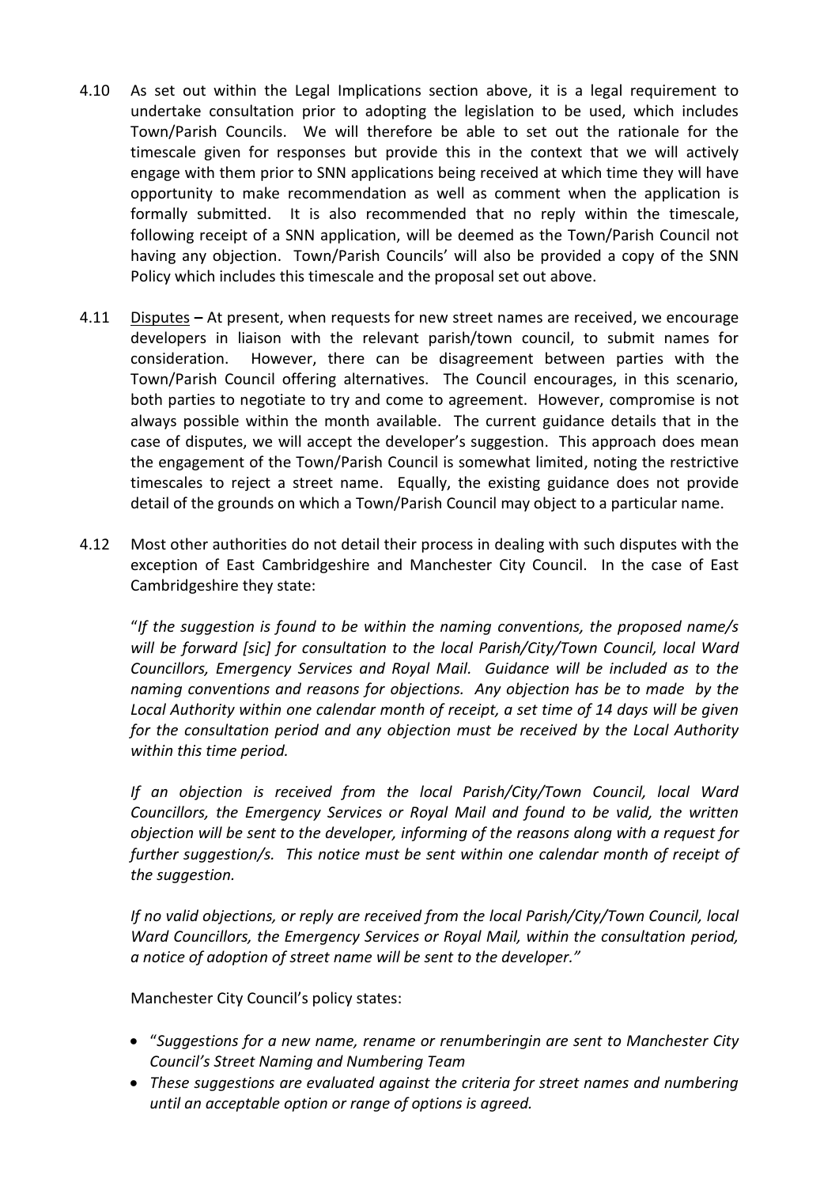4.10 As set out within the Legal Implications section above, it is a legal requirement to undertake consultation prior to adopting the legislation to be used, which includes Town/Parish Councils. We will therefore be able to set out the rationale for the timescale given for responses but provide this in the context that we will actively engage with them prior to SNN applications being received at which time they will have opportunity to make recommendation as well as comment when the application is formally submitted. It is also recommended that no reply within the timescale, following receipt of a SNN application, will be deemed as the Town/Parish Council not having any objection. Town/Parish Councils' will also be provided a copy of the SNN Policy which includes this timescale and the proposal set out above.

4.11 Disputes **–** At present, when requests for new street names are received, we encourage developers in liaison with the relevant parish/town council, to submit names for consideration. However, there can be disagreement between parties with the Town/Parish Council offering alternatives. The Council encourages, in this scenario, both parties to negotiate to try and come to agreement. However, compromise is not always possible within the month available. The current guidance details that in the case of disputes, we will accept the developer's suggestion. This approach does mean the engagement of the Town/Parish Council is somewhat limited, noting the restrictive timescales to reject a street name. Equally, the existing guidance does not provide detail of the grounds on which a Town/Parish Council may object to a particular name.

4.12 Most other authorities do not detail their process in dealing with such disputes with the exception of East Cambridgeshire and Manchester City Council. In the case of East Cambridgeshire they state:

"*If the suggestion is found to be within the naming conventions, the proposed name/s will be forward [sic] for consultation to the local Parish/City/Town Council, local Ward Councillors, Emergency Services and Royal Mail. Guidance will be included as to the naming conventions and reasons for objections. Any objection has be to made by the Local Authority within one calendar month of receipt, a set time of 14 days will be given for the consultation period and any objection must be received by the Local Authority within this time period.*

*If an objection is received from the local Parish/City/Town Council, local Ward Councillors, the Emergency Services or Royal Mail and found to be valid, the written objection will be sent to the developer, informing of the reasons along with a request for further suggestion/s. This notice must be sent within one calendar month of receipt of the suggestion.*

*If no valid objections, or reply are received from the local Parish/City/Town Council, local Ward Councillors, the Emergency Services or Royal Mail, within the consultation period, a notice of adoption of street name will be sent to the developer."*

Manchester City Council's policy states:

- "*Suggestions for a new name, rename or renumberingin are sent to Manchester City Council's Street Naming and Numbering Team*
- *These suggestions are evaluated against the criteria for street names and numbering until an acceptable option or range of options is agreed.*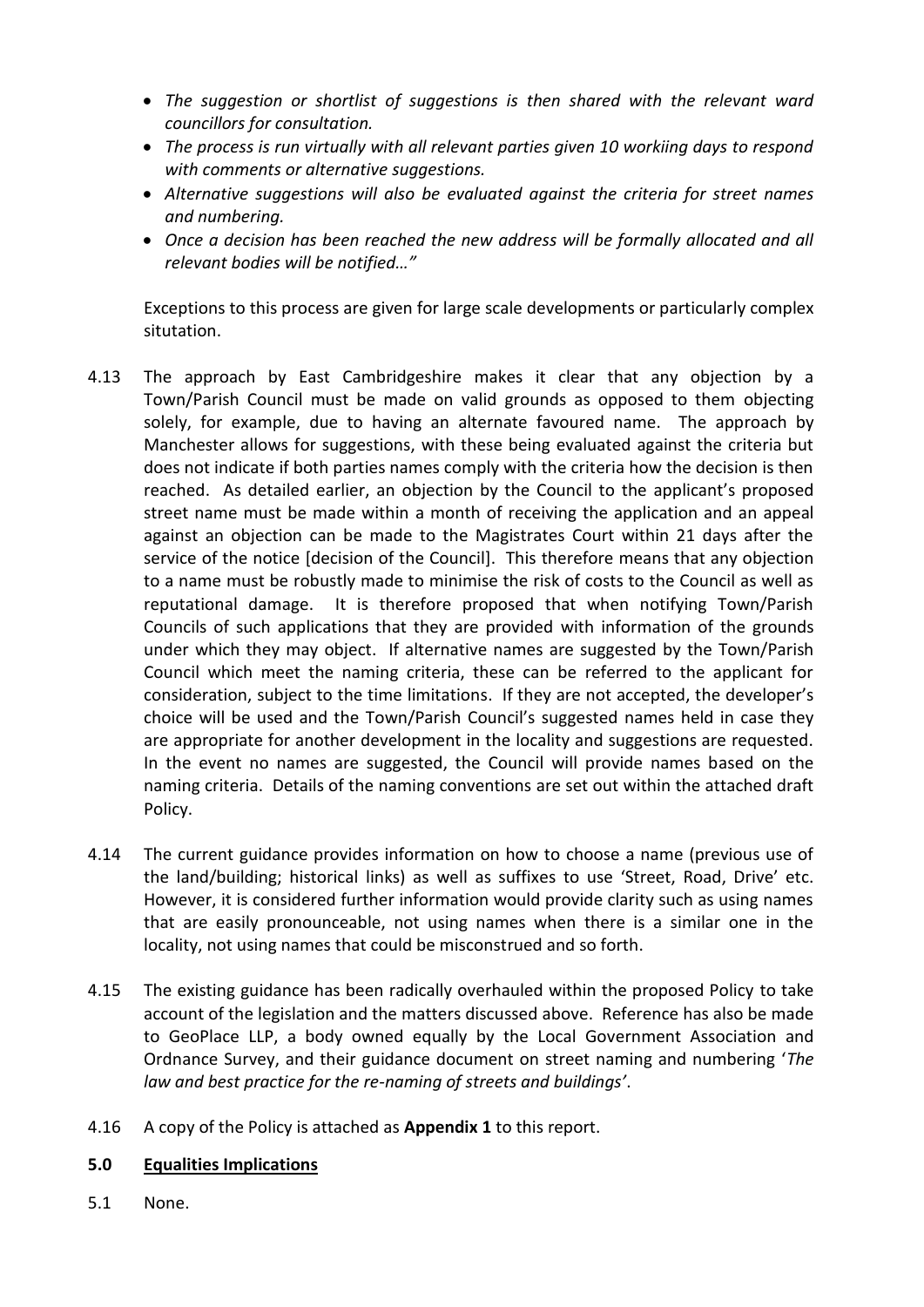- *The suggestion or shortlist of suggestions is then shared with the relevant ward councillors for consultation.*
- *The process is run virtually with all relevant parties given 10 workiing days to respond with comments or alternative suggestions.*
- *Alternative suggestions will also be evaluated against the criteria for street names and numbering.*
- *Once a decision has been reached the new address will be formally allocated and all relevant bodies will be notified…"*

Exceptions to this process are given for large scale developments or particularly complex situtation.

4.13 The approach by East Cambridgeshire makes it clear that any objection by a Town/Parish Council must be made on valid grounds as opposed to them objecting solely, for example, due to having an alternate favoured name. The approach by Manchester allows for suggestions, with these being evaluated against the criteria but does not indicate if both parties names comply with the criteria how the decision is then reached. As detailed earlier, an objection by the Council to the applicant's proposed street name must be made within a month of receiving the application and an appeal against an objection can be made to the Magistrates Court within 21 days after the service of the notice [decision of the Council]. This therefore means that any objection to a name must be robustly made to minimise the risk of costs to the Council as well as reputational damage. It is therefore proposed that when notifying Town/Parish Councils of such applications that they are provided with information of the grounds under which they may object. If alternative names are suggested by the Town/Parish Council which meet the naming criteria, these can be referred to the applicant for consideration, subject to the time limitations. If they are not accepted, the developer's choice will be used and the Town/Parish Council's suggested names held in case they are appropriate for another development in the locality and suggestions are requested. In the event no names are suggested, the Council will provide names based on the naming criteria. Details of the naming conventions are set out within the attached draft Policy.

4.14 The current guidance provides information on how to choose a name (previous use of the land/building; historical links) as well as suffixes to use 'Street, Road, Drive' etc. However, it is considered further information would provide clarity such as using names that are easily pronounceable, not using names when there is a similar one in the locality, not using names that could be misconstrued and so forth.

4.15 The existing guidance has been radically overhauled within the proposed Policy to take account of the legislation and the matters discussed above. Reference has also be made to GeoPlace LLP, a body owned equally by the Local Government Association and Ordnance Survey, and their guidance document on street naming and numbering '*The law and best practice for the re-naming of streets and buildings*'.

4.16 A copy of the Policy is attached as **Appendix 1** to this report.

## 5.0 Equalities Implications

5.1 None.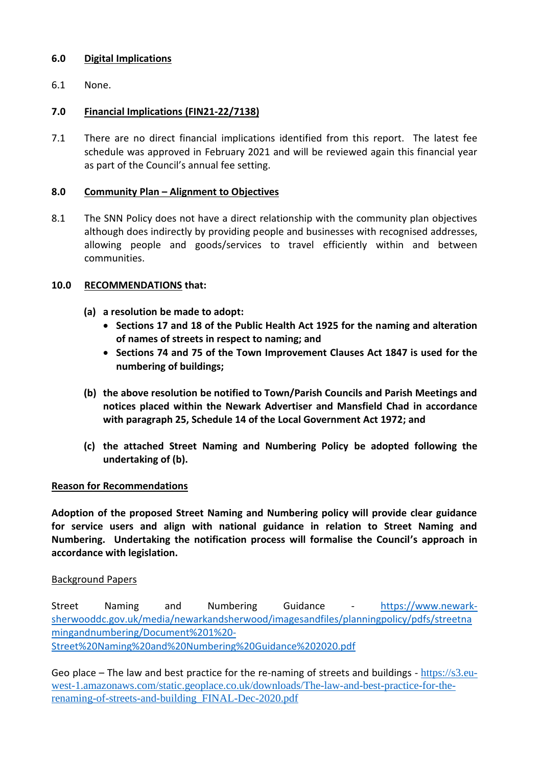## 6.0 Digital Implications

6.1 None.

## 7.0 Financial Implications (FIN21-22/7138)

7.1 There are no direct financial implications identified from this report. The latest fee schedule was approved in February 2021 and will be reviewed again this financial year as part of the Council's annual fee setting.

## 8.0 Community Plan – Alignment to Objectives

8.1 The SNN Policy does not have a direct relationship with the community plan objectives although does indirectly by providing people and businesses with recognised addresses, allowing people and goods/services to travel efficiently within and between communities.

## 10.0 RECOMMENDATIONS that:

**(a) a resolution be made to adopt:**

- **Sections 17 and 18 of the Public Health Act 1925 for the naming and alteration of names of streets in respect to naming; and**
- **Sections 74 and 75 of the Town Improvement Clauses Act 1847 is used for the numbering of buildings;**

**(b) the above resolution be notified to Town/Parish Councils and Parish Meetings and notices placed within the Newark Advertiser and Mansfield Chad in accordance with paragraph 25, Schedule 14 of the Local Government Act 1972; and**

**(c) the attached Street Naming and Numbering Policy be adopted following the undertaking of (b).**

### Reason for Recommendations

**Adoption of the proposed Street Naming and Numbering policy will provide clear guidance for service users and align with national guidance in relation to Street Naming and Numbering. Undertaking the notification process will formalise the Council's approach in accordance with legislation.**

Background Papers

Street Naming and Numbering Guidance - https://www.newark-sherwooddc.gov.uk/media/newarkandsherwood/imagesandfiles/planningpolicy/pdfs/streetnamingandnumbering/Document%201%20-Street%20Naming%20and%20Numbering%20Guidance%202020.pdf

Geo place – The law and best practice for the re-naming of streets and buildings - https://s3.eu-west-1.amazonaws.com/static.geoplace.co.uk/downloads/The-law-and-best-practice-for-the-renaming-of-streets-and-building_FINAL-Dec-2020.pdf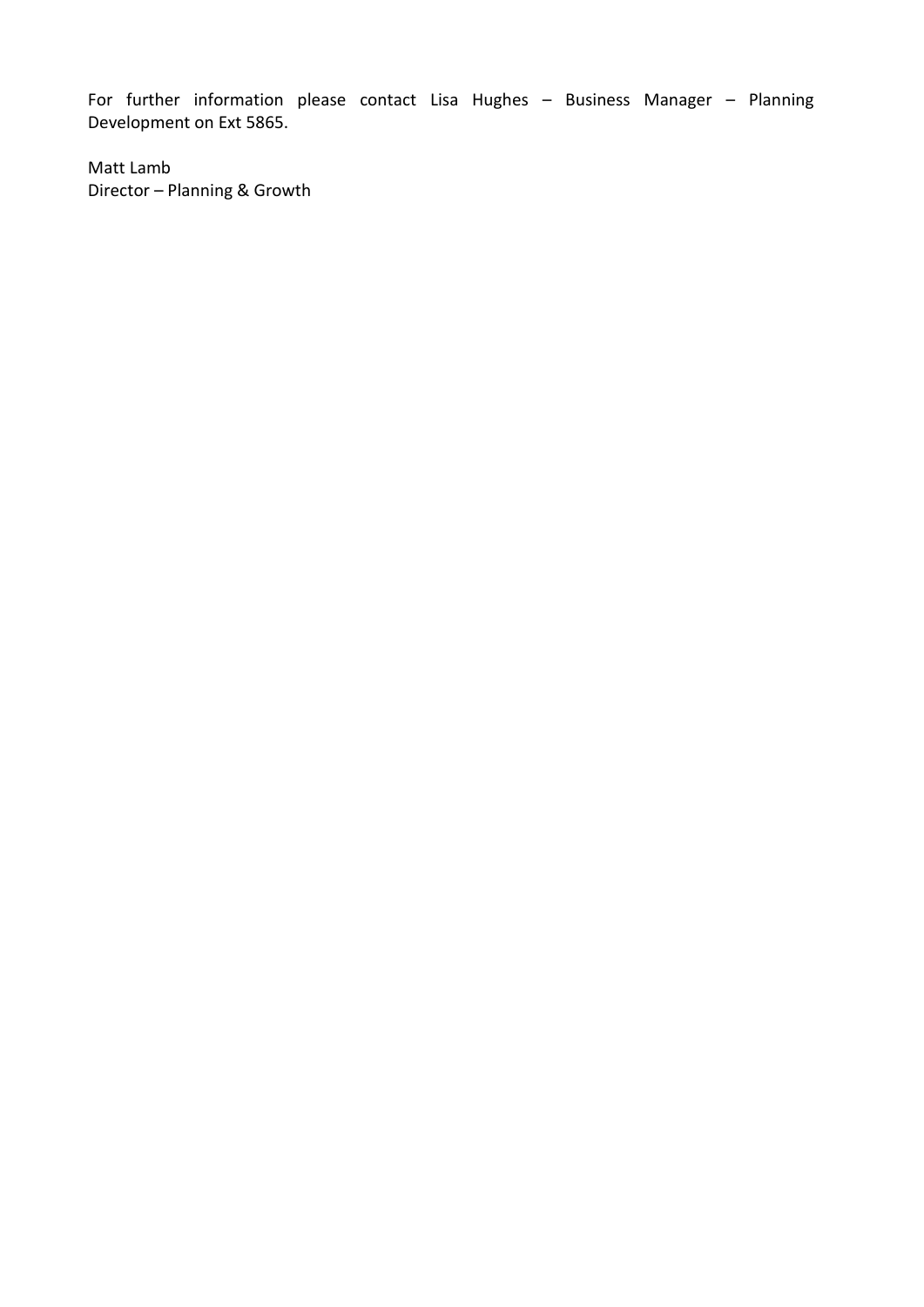For further information please contact Lisa Hughes – Business Manager – Planning Development on Ext 5865.

Matt Lamb
Director – Planning & Growth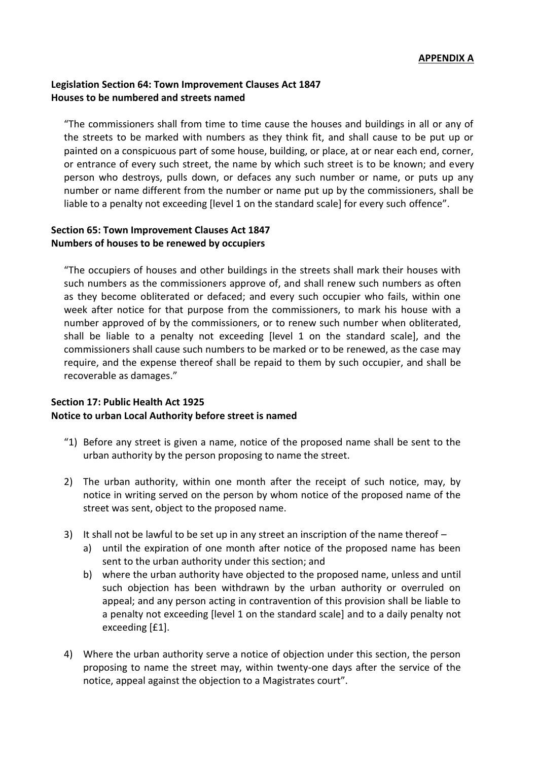**APPENDIX A**

**Legislation Section 64: Town Improvement Clauses Act 1847**
**Houses to be numbered and streets named**

> "The commissioners shall from time to time cause the houses and buildings in all or any of the streets to be marked with numbers as they think fit, and shall cause to be put up or painted on a conspicuous part of some house, building, or place, at or near each end, corner, or entrance of every such street, the name by which such street is to be known; and every person who destroys, pulls down, or defaces any such number or name, or puts up any number or name different from the number or name put up by the commissioners, shall be liable to a penalty not exceeding [level 1 on the standard scale] for every such offence".

**Section 65: Town Improvement Clauses Act 1847**
**Numbers of houses to be renewed by occupiers**

> "The occupiers of houses and other buildings in the streets shall mark their houses with such numbers as the commissioners approve of, and shall renew such numbers as often as they become obliterated or defaced; and every such occupier who fails, within one week after notice for that purpose from the commissioners, to mark his house with a number approved of by the commissioners, or to renew such number when obliterated, shall be liable to a penalty not exceeding [level 1 on the standard scale], and the commissioners shall cause such numbers to be marked or to be renewed, as the case may require, and the expense thereof shall be repaid to them by such occupier, and shall be recoverable as damages."

**Section 17: Public Health Act 1925**
**Notice to urban Local Authority before street is named**

"1) Before any street is given a name, notice of the proposed name shall be sent to the urban authority by the person proposing to name the street.

2) The urban authority, within one month after the receipt of such notice, may, by notice in writing served on the person by whom notice of the proposed name of the street was sent, object to the proposed name.

3) It shall not be lawful to be set up in any street an inscription of the name thereof –
   a) until the expiration of one month after notice of the proposed name has been sent to the urban authority under this section; and
   b) where the urban authority have objected to the proposed name, unless and until such objection has been withdrawn by the urban authority or overruled on appeal; and any person acting in contravention of this provision shall be liable to a penalty not exceeding [level 1 on the standard scale] and to a daily penalty not exceeding [£1].

4) Where the urban authority serve a notice of objection under this section, the person proposing to name the street may, within twenty-one days after the service of the notice, appeal against the objection to a Magistrates court".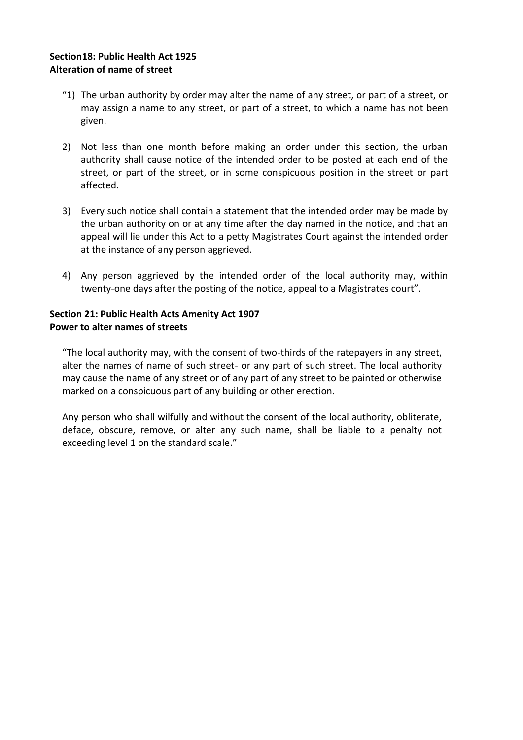**Section18: Public Health Act 1925**
**Alteration of name of street**

"1) The urban authority by order may alter the name of any street, or part of a street, or may assign a name to any street, or part of a street, to which a name has not been given.

2) Not less than one month before making an order under this section, the urban authority shall cause notice of the intended order to be posted at each end of the street, or part of the street, or in some conspicuous position in the street or part affected.

3) Every such notice shall contain a statement that the intended order may be made by the urban authority on or at any time after the day named in the notice, and that an appeal will lie under this Act to a petty Magistrates Court against the intended order at the instance of any person aggrieved.

4) Any person aggrieved by the intended order of the local authority may, within twenty-one days after the posting of the notice, appeal to a Magistrates court".

**Section 21: Public Health Acts Amenity Act 1907**
**Power to alter names of streets**

"The local authority may, with the consent of two-thirds of the ratepayers in any street, alter the names of name of such street- or any part of such street. The local authority may cause the name of any street or of any part of any street to be painted or otherwise marked on a conspicuous part of any building or other erection.

Any person who shall wilfully and without the consent of the local authority, obliterate, deface, obscure, remove, or alter any such name, shall be liable to a penalty not exceeding level 1 on the standard scale."